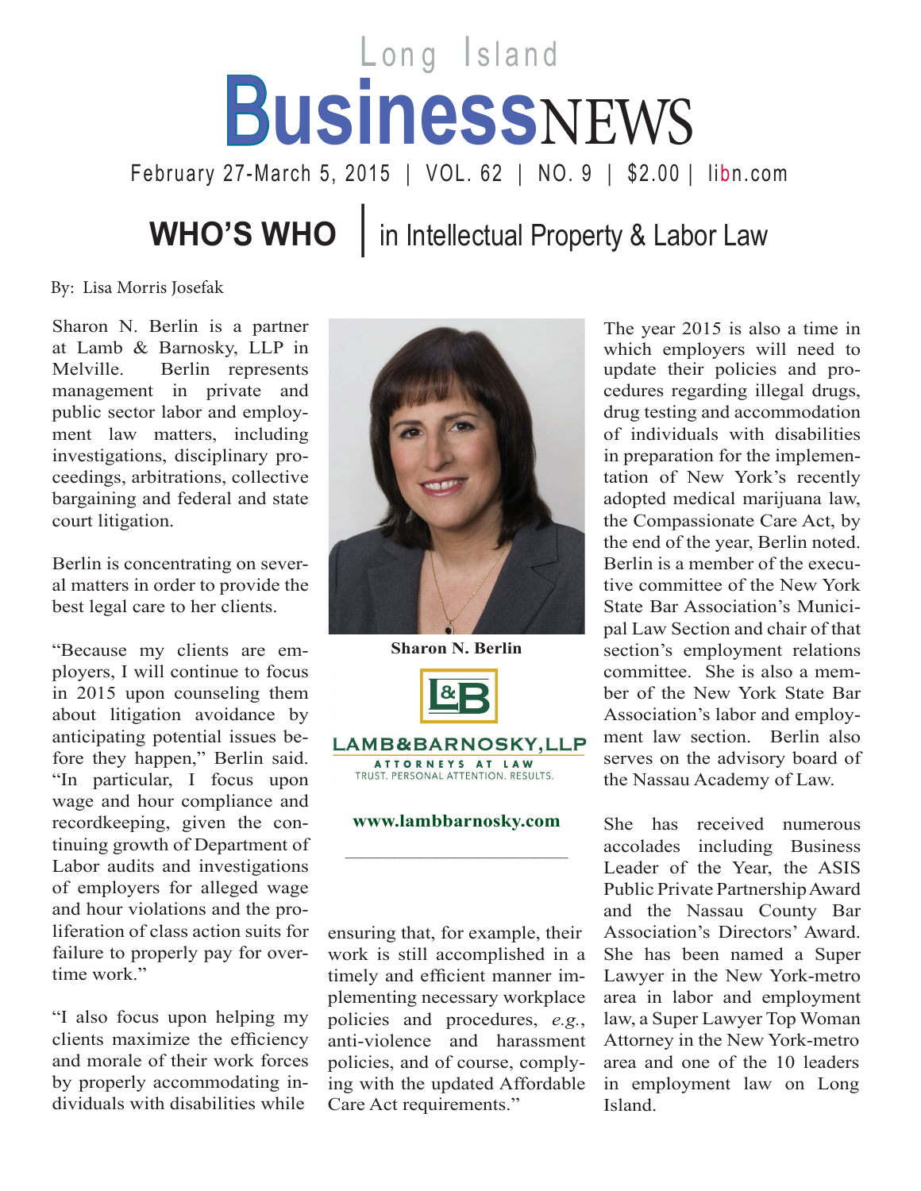# Long Island BusinessNEWS

February 27-March 5, 2015 | VOL. 62 | NO. 9 | $2.00 | libn.com

## WHO'S WHO | in Intellectual Property & Labor Law

By: Lisa Morris Josefak

Sharon N. Berlin is a partner at Lamb & Barnosky, LLP in Melville. Berlin represents management in private and public sector labor and employment law matters, including investigations, disciplinary proceedings, arbitrations, collective bargaining and federal and state court litigation.

Berlin is concentrating on several matters in order to provide the best legal care to her clients.

"Because my clients are employers, I will continue to focus in 2015 upon counseling them about litigation avoidance by anticipating potential issues before they happen," Berlin said. "In particular, I focus upon wage and hour compliance and recordkeeping, given the continuing growth of Department of Labor audits and investigations of employers for alleged wage and hour violations and the proliferation of class action suits for failure to properly pay for overtime work."

"I also focus upon helping my clients maximize the efficiency and morale of their work forces by properly accommodating individuals with disabilities while ensuring that, for example, their work is still accomplished in a timely and efficient manner implementing necessary workplace policies and procedures, *e.g.*, anti-violence and harassment policies, and of course, complying with the updated Affordable Care Act requirements."

**Sharon N. Berlin**

L&B

LAMB&BARNOSKY,LLP

ATTORNEYS AT LAW

TRUST. PERSONAL ATTENTION. RESULTS.

**www.lambbarnosky.com**

The year 2015 is also a time in which employers will need to update their policies and procedures regarding illegal drugs, drug testing and accommodation of individuals with disabilities in preparation for the implementation of New York's recently adopted medical marijuana law, the Compassionate Care Act, by the end of the year, Berlin noted. Berlin is a member of the executive committee of the New York State Bar Association's Municipal Law Section and chair of that section's employment relations committee. She is also a member of the New York State Bar Association's labor and employment law section. Berlin also serves on the advisory board of the Nassau Academy of Law.

She has received numerous accolades including Business Leader of the Year, the ASIS Public Private Partnership Award and the Nassau County Bar Association's Directors' Award. She has been named a Super Lawyer in the New York-metro area in labor and employment law, a Super Lawyer Top Woman Attorney in the New York-metro area and one of the 10 leaders in employment law on Long Island.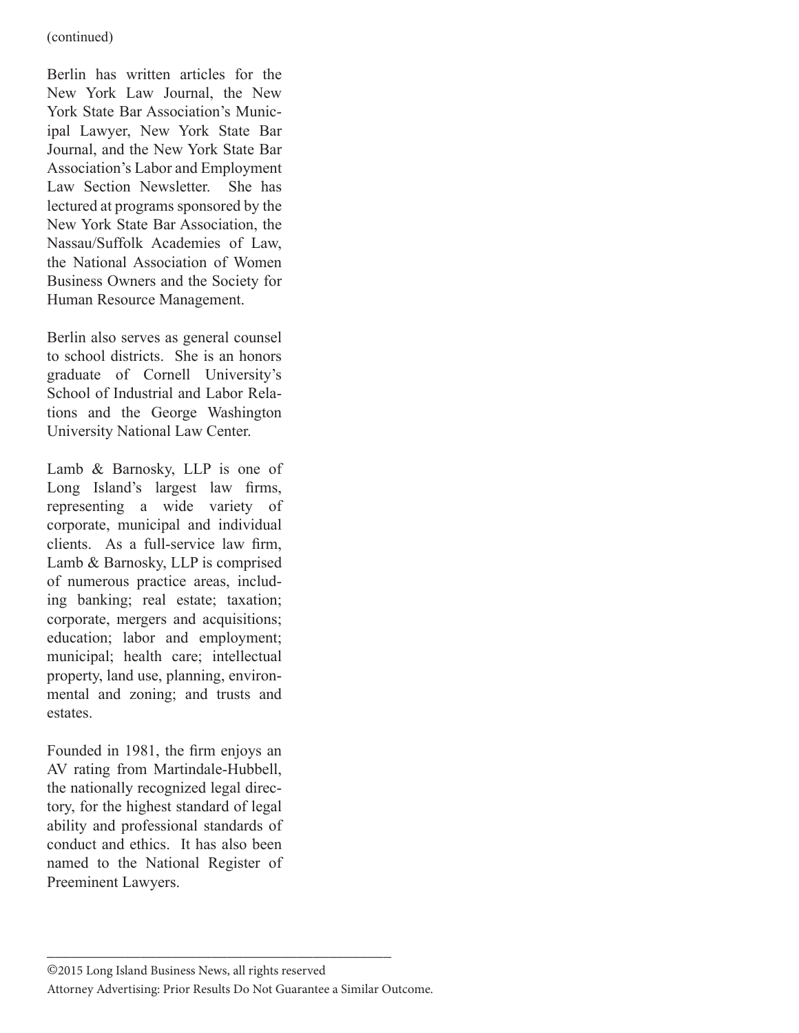(continued)

Berlin has written articles for the New York Law Journal, the New York State Bar Association's Municipal Lawyer, New York State Bar Journal, and the New York State Bar Association's Labor and Employment Law Section Newsletter. She has lectured at programs sponsored by the New York State Bar Association, the Nassau/Suffolk Academies of Law, the National Association of Women Business Owners and the Society for Human Resource Management.

Berlin also serves as general counsel to school districts. She is an honors graduate of Cornell University's School of Industrial and Labor Relations and the George Washington University National Law Center.

Lamb & Barnosky, LLP is one of Long Island's largest law firms, representing a wide variety of corporate, municipal and individual clients. As a full-service law firm, Lamb & Barnosky, LLP is comprised of numerous practice areas, including banking; real estate; taxation; corporate, mergers and acquisitions; education; labor and employment; municipal; health care; intellectual property, land use, planning, environmental and zoning; and trusts and estates.

Founded in 1981, the firm enjoys an AV rating from Martindale-Hubbell, the nationally recognized legal directory, for the highest standard of legal ability and professional standards of conduct and ethics. It has also been named to the National Register of Preeminent Lawyers.

---

©2015 Long Island Business News, all rights reserved

Attorney Advertising: Prior Results Do Not Guarantee a Similar Outcome.